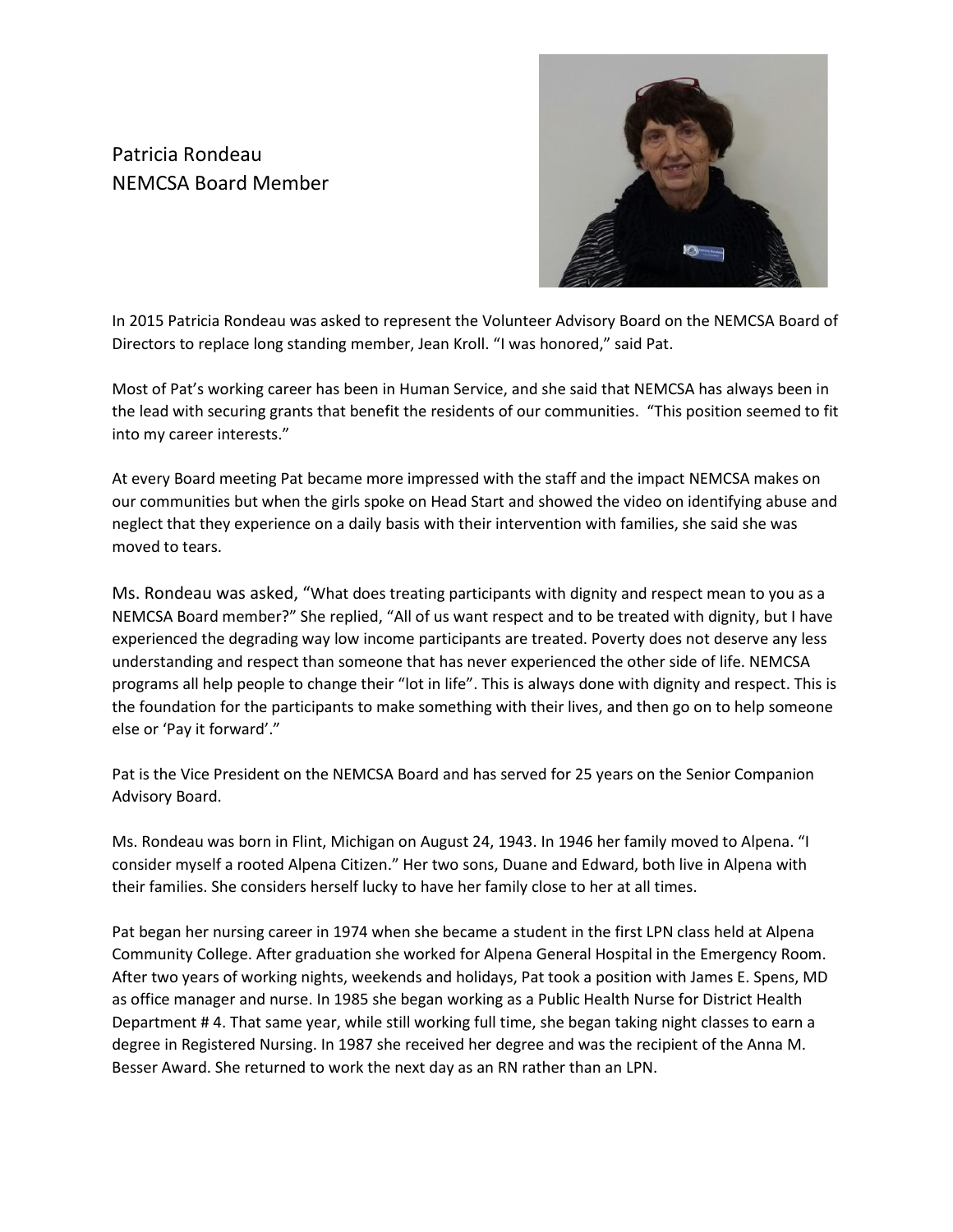Patricia Rondeau
NEMCSA Board Member

In 2015 Patricia Rondeau was asked to represent the Volunteer Advisory Board on the NEMCSA Board of Directors to replace long standing member, Jean Kroll. "I was honored," said Pat.

Most of Pat's working career has been in Human Service, and she said that NEMCSA has always been in the lead with securing grants that benefit the residents of our communities. "This position seemed to fit into my career interests."

At every Board meeting Pat became more impressed with the staff and the impact NEMCSA makes on our communities but when the girls spoke on Head Start and showed the video on identifying abuse and neglect that they experience on a daily basis with their intervention with families, she said she was moved to tears.

Ms. Rondeau was asked, "What does treating participants with dignity and respect mean to you as a NEMCSA Board member?" She replied, "All of us want respect and to be treated with dignity, but I have experienced the degrading way low income participants are treated. Poverty does not deserve any less understanding and respect than someone that has never experienced the other side of life. NEMCSA programs all help people to change their "lot in life". This is always done with dignity and respect. This is the foundation for the participants to make something with their lives, and then go on to help someone else or 'Pay it forward'."

Pat is the Vice President on the NEMCSA Board and has served for 25 years on the Senior Companion Advisory Board.

Ms. Rondeau was born in Flint, Michigan on August 24, 1943. In 1946 her family moved to Alpena. "I consider myself a rooted Alpena Citizen." Her two sons, Duane and Edward, both live in Alpena with their families. She considers herself lucky to have her family close to her at all times.

Pat began her nursing career in 1974 when she became a student in the first LPN class held at Alpena Community College. After graduation she worked for Alpena General Hospital in the Emergency Room. After two years of working nights, weekends and holidays, Pat took a position with James E. Spens, MD as office manager and nurse. In 1985 she began working as a Public Health Nurse for District Health Department # 4. That same year, while still working full time, she began taking night classes to earn a degree in Registered Nursing. In 1987 she received her degree and was the recipient of the Anna M. Besser Award. She returned to work the next day as an RN rather than an LPN.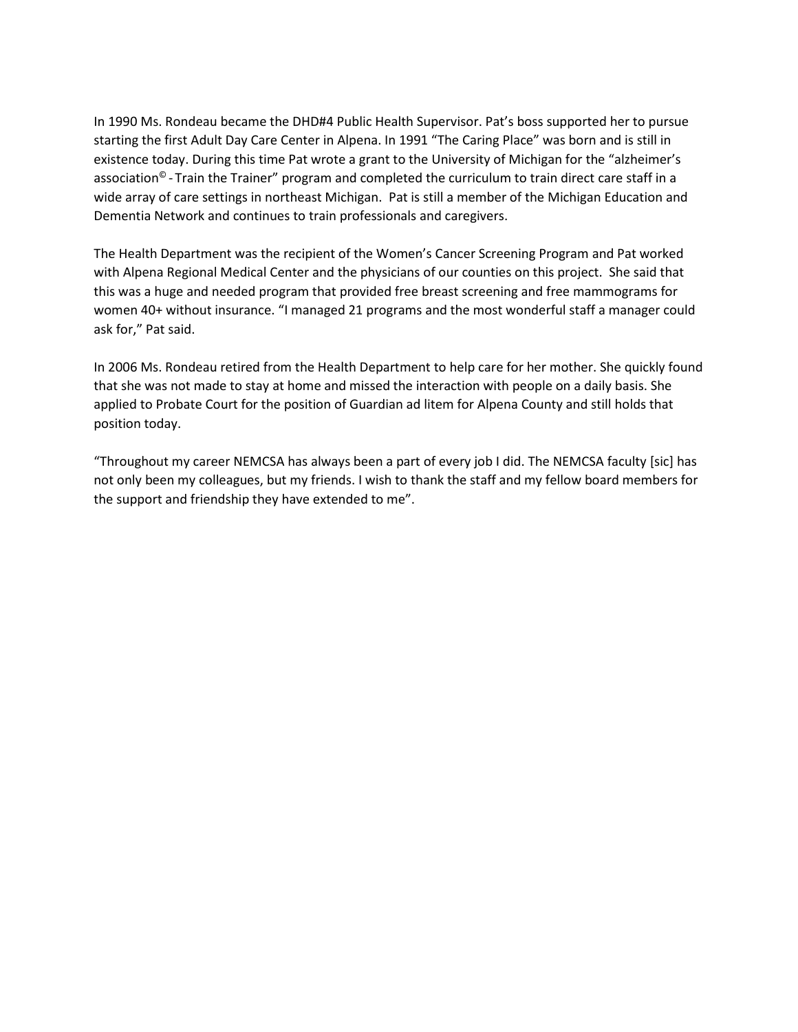In 1990 Ms. Rondeau became the DHD#4 Public Health Supervisor. Pat's boss supported her to pursue starting the first Adult Day Care Center in Alpena. In 1991 "The Caring Place" was born and is still in existence today. During this time Pat wrote a grant to the University of Michigan for the "alzheimer's association© - Train the Trainer" program and completed the curriculum to train direct care staff in a wide array of care settings in northeast Michigan. Pat is still a member of the Michigan Education and Dementia Network and continues to train professionals and caregivers.

The Health Department was the recipient of the Women's Cancer Screening Program and Pat worked with Alpena Regional Medical Center and the physicians of our counties on this project. She said that this was a huge and needed program that provided free breast screening and free mammograms for women 40+ without insurance. "I managed 21 programs and the most wonderful staff a manager could ask for," Pat said.

In 2006 Ms. Rondeau retired from the Health Department to help care for her mother. She quickly found that she was not made to stay at home and missed the interaction with people on a daily basis. She applied to Probate Court for the position of Guardian ad litem for Alpena County and still holds that position today.

"Throughout my career NEMCSA has always been a part of every job I did. The NEMCSA faculty [sic] has not only been my colleagues, but my friends. I wish to thank the staff and my fellow board members for the support and friendship they have extended to me".